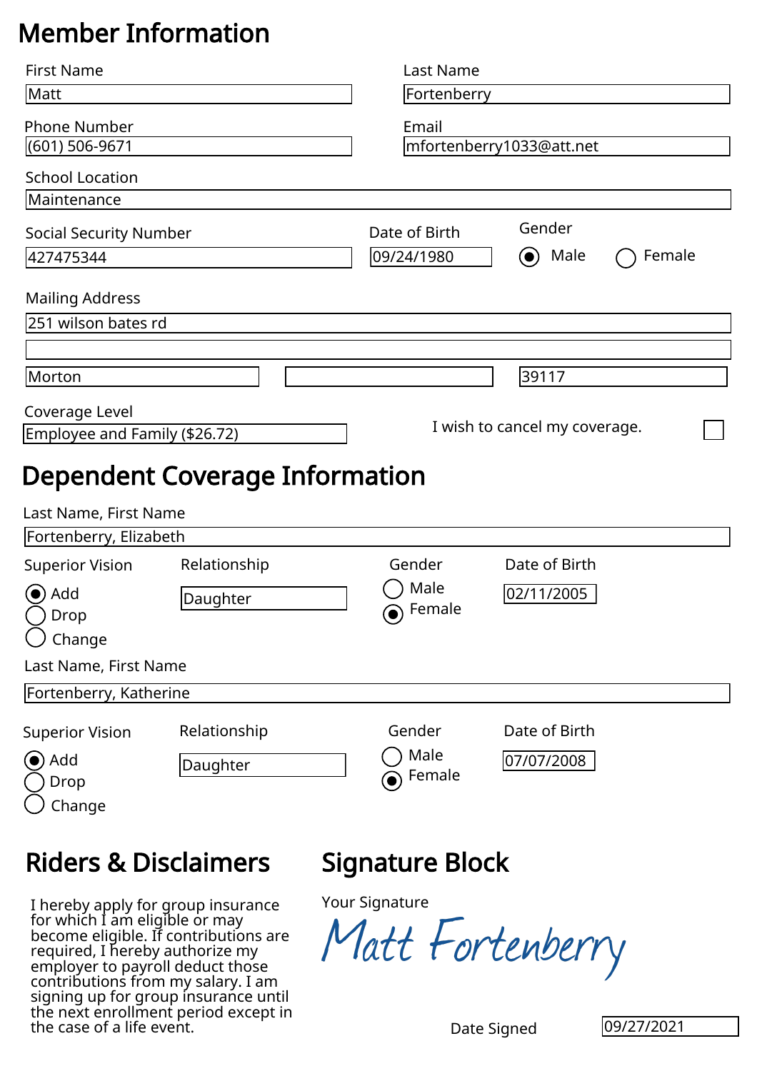# Member Information

**First Name:** Matt

**Last Name:** Fortenberry

**Phone Number:** (601) 506-9671

**Email:** mfortenberry1033@att.net

**School Location:** Maintenance

**Social Security Number:** 427475344

**Date of Birth:** 09/24/1980

**Gender:** (●) Male ( ) Female

**Mailing Address:**

251 wilson bates rd

Morton | | 39117

**Coverage Level:** Employee and Family ($26.72)

I wish to cancel my coverage. ☐

# Dependent Coverage Information

**Last Name, First Name:** Fortenberry, Elizabeth

**Superior Vision:** (●) Add ( ) Drop ( ) Change

**Relationship:** Daughter

**Gender:** ( ) Male (●) Female

**Date of Birth:** 02/11/2005

**Last Name, First Name:** Fortenberry, Katherine

**Superior Vision:** (●) Add ( ) Drop ( ) Change

**Relationship:** Daughter

**Gender:** ( ) Male (●) Female

**Date of Birth:** 07/07/2008

# Riders & Disclaimers

I hereby apply for group insurance for which I am eligible or may become eligible. If contributions are required, I hereby authorize my employer to payroll deduct those contributions from my salary. I am signing up for group insurance until the next enrollment period except in the case of a life event.

# Signature Block

**Your Signature:** Matt Fortenberry

**Date Signed:** 09/27/2021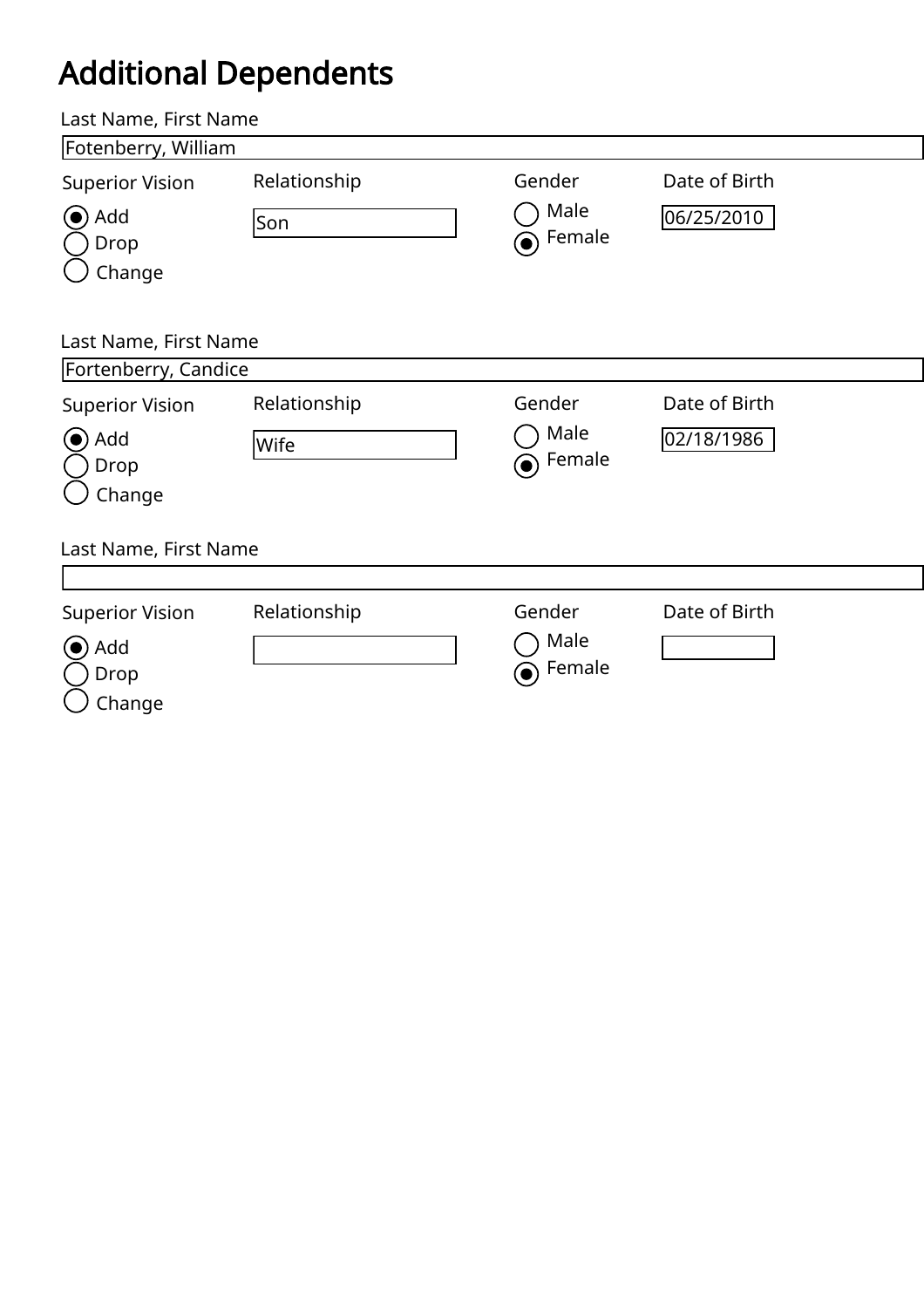# Additional Dependents

Last Name, First Name

Fotenberry, William

| Superior Vision | Relationship | Gender | Date of Birth |
|---|---|---|---|
| (●) Add<br>( ) Drop<br>( ) Change | Son | ( ) Male<br>(●) Female | 06/25/2010 |

Last Name, First Name

Fortenberry, Candice

| Superior Vision | Relationship | Gender | Date of Birth |
|---|---|---|---|
| (●) Add<br>( ) Drop<br>( ) Change | Wife | ( ) Male<br>(●) Female | 02/18/1986 |

Last Name, First Name

| Superior Vision | Relationship | Gender | Date of Birth |
|---|---|---|---|
| (●) Add<br>( ) Drop<br>( ) Change | | ( ) Male<br>(●) Female | |